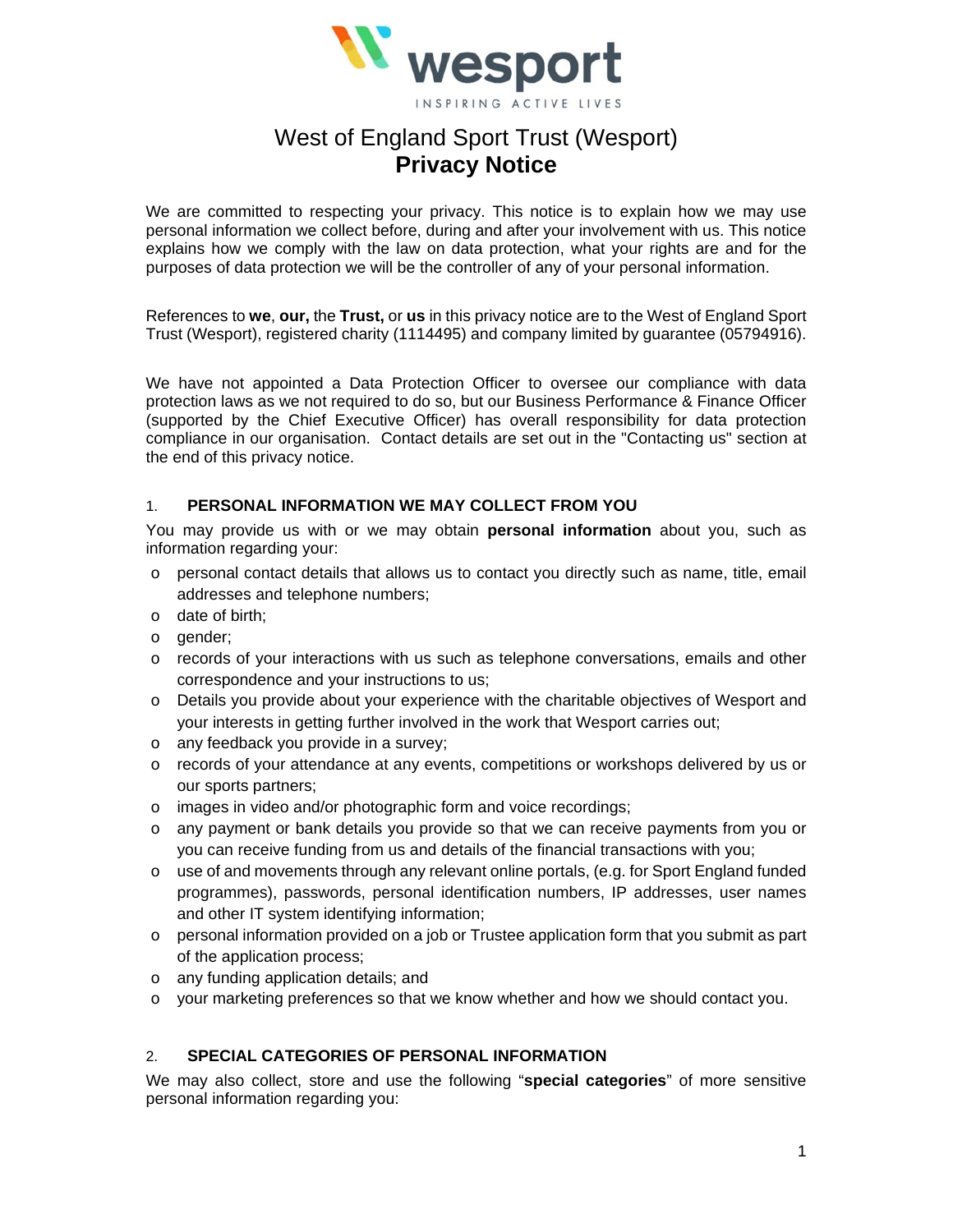# West of England Sport Trust (Wesport)
## Privacy Notice

We are committed to respecting your privacy. This notice is to explain how we may use personal information we collect before, during and after your involvement with us. This notice explains how we comply with the law on data protection, what your rights are and for the purposes of data protection we will be the controller of any of your personal information.

References to **we**, **our,** the **Trust,** or **us** in this privacy notice are to the West of England Sport Trust (Wesport), registered charity (1114495) and company limited by guarantee (05794916).

We have not appointed a Data Protection Officer to oversee our compliance with data protection laws as we not required to do so, but our Business Performance & Finance Officer (supported by the Chief Executive Officer) has overall responsibility for data protection compliance in our organisation. Contact details are set out in the "Contacting us" section at the end of this privacy notice.

### 1. PERSONAL INFORMATION WE MAY COLLECT FROM YOU

You may provide us with or we may obtain **personal information** about you, such as information regarding your:

- personal contact details that allows us to contact you directly such as name, title, email addresses and telephone numbers;
- date of birth;
- gender;
- records of your interactions with us such as telephone conversations, emails and other correspondence and your instructions to us;
- Details you provide about your experience with the charitable objectives of Wesport and your interests in getting further involved in the work that Wesport carries out;
- any feedback you provide in a survey;
- records of your attendance at any events, competitions or workshops delivered by us or our sports partners;
- images in video and/or photographic form and voice recordings;
- any payment or bank details you provide so that we can receive payments from you or you can receive funding from us and details of the financial transactions with you;
- use of and movements through any relevant online portals, (e.g. for Sport England funded programmes), passwords, personal identification numbers, IP addresses, user names and other IT system identifying information;
- personal information provided on a job or Trustee application form that you submit as part of the application process;
- any funding application details; and
- your marketing preferences so that we know whether and how we should contact you.

### 2. SPECIAL CATEGORIES OF PERSONAL INFORMATION

We may also collect, store and use the following "**special categories**" of more sensitive personal information regarding you: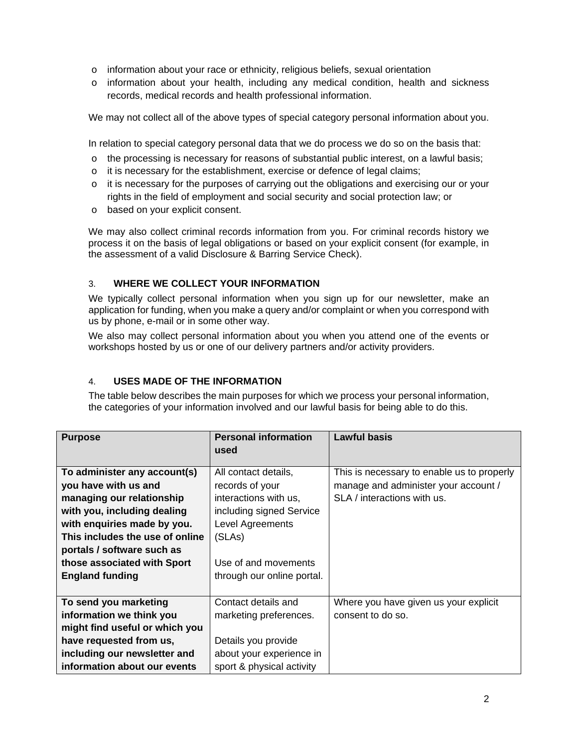- information about your race or ethnicity, religious beliefs, sexual orientation
- information about your health, including any medical condition, health and sickness records, medical records and health professional information.

We may not collect all of the above types of special category personal information about you.

In relation to special category personal data that we do process we do so on the basis that:

- the processing is necessary for reasons of substantial public interest, on a lawful basis;
- it is necessary for the establishment, exercise or defence of legal claims;
- it is necessary for the purposes of carrying out the obligations and exercising our or your rights in the field of employment and social security and social protection law; or
- based on your explicit consent.

We may also collect criminal records information from you. For criminal records history we process it on the basis of legal obligations or based on your explicit consent (for example, in the assessment of a valid Disclosure & Barring Service Check).

## 3. WHERE WE COLLECT YOUR INFORMATION

We typically collect personal information when you sign up for our newsletter, make an application for funding, when you make a query and/or complaint or when you correspond with us by phone, e-mail or in some other way.

We also may collect personal information about you when you attend one of the events or workshops hosted by us or one of our delivery partners and/or activity providers.

## 4. USES MADE OF THE INFORMATION

The table below describes the main purposes for which we process your personal information, the categories of your information involved and our lawful basis for being able to do this.

| Purpose | Personal information used | Lawful basis |
|---|---|---|
| **To administer any account(s) you have with us and managing our relationship with you, including dealing with enquiries made by you. This includes the use of online portals / software such as those associated with Sport England funding** | All contact details, records of your interactions with us, including signed Service Level Agreements (SLAs)<br><br>Use of and movements through our online portal. | This is necessary to enable us to properly manage and administer your account / SLA / interactions with us. |
| **To send you marketing information we think you might find useful or which you have requested from us, including our newsletter and information about our events** | Contact details and marketing preferences.<br><br>Details you provide about your experience in sport & physical activity | Where you have given us your explicit consent to do so. |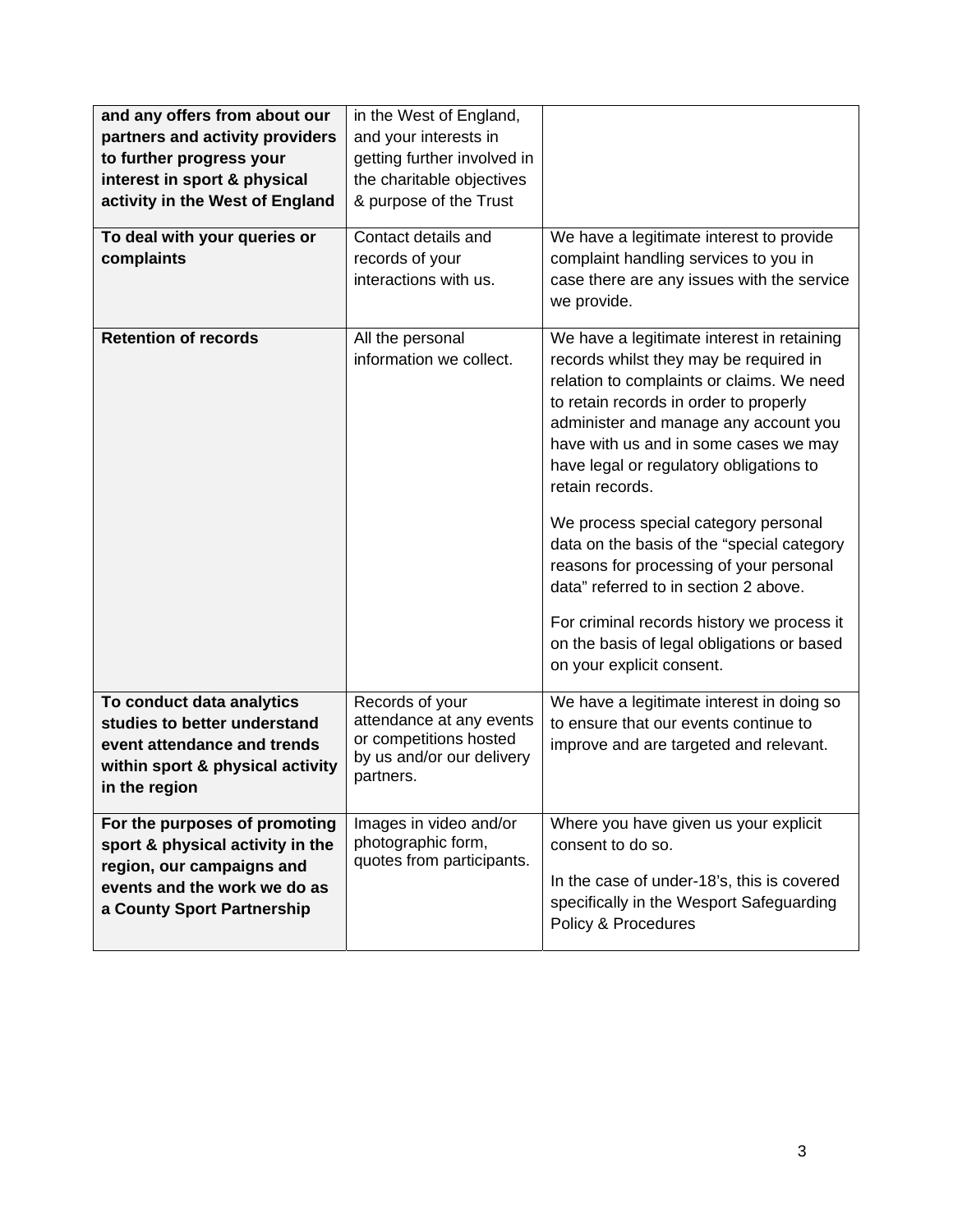| | | |
|---|---|---|
| **and any offers from about our partners and activity providers to further progress your interest in sport & physical activity in the West of England** | in the West of England, and your interests in getting further involved in the charitable objectives & purpose of the Trust | |
| **To deal with your queries or complaints** | Contact details and records of your interactions with us. | We have a legitimate interest to provide complaint handling services to you in case there are any issues with the service we provide. |
| **Retention of records** | All the personal information we collect. | We have a legitimate interest in retaining records whilst they may be required in relation to complaints or claims. We need to retain records in order to properly administer and manage any account you have with us and in some cases we may have legal or regulatory obligations to retain records.<br><br>We process special category personal data on the basis of the "special category reasons for processing of your personal data" referred to in section 2 above.<br><br>For criminal records history we process it on the basis of legal obligations or based on your explicit consent. |
| **To conduct data analytics studies to better understand event attendance and trends within sport & physical activity in the region** | Records of your attendance at any events or competitions hosted by us and/or our delivery partners. | We have a legitimate interest in doing so to ensure that our events continue to improve and are targeted and relevant. |
| **For the purposes of promoting sport & physical activity in the region, our campaigns and events and the work we do as a County Sport Partnership** | Images in video and/or photographic form, quotes from participants. | Where you have given us your explicit consent to do so.<br><br>In the case of under-18's, this is covered specifically in the Wesport Safeguarding Policy & Procedures |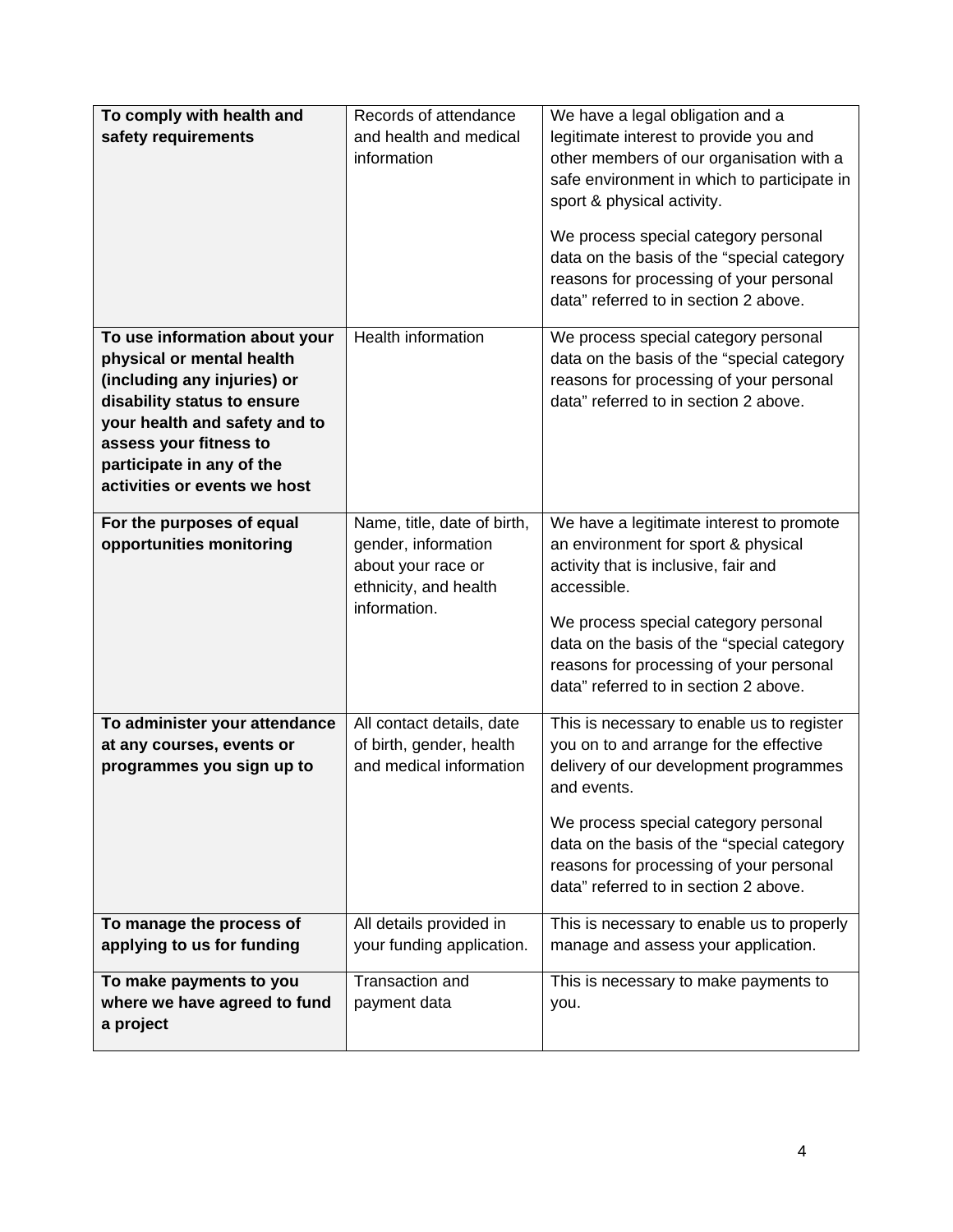| **To comply with health and safety requirements** | Records of attendance and health and medical information | We have a legal obligation and a legitimate interest to provide you and other members of our organisation with a safe environment in which to participate in sport & physical activity.<br><br>We process special category personal data on the basis of the "special category reasons for processing of your personal data" referred to in section 2 above. |
|---|---|---|
| **To use information about your physical or mental health (including any injuries) or disability status to ensure your health and safety and to assess your fitness to participate in any of the activities or events we host** | Health information | We process special category personal data on the basis of the "special category reasons for processing of your personal data" referred to in section 2 above. |
| **For the purposes of equal opportunities monitoring** | Name, title, date of birth, gender, information about your race or ethnicity, and health information. | We have a legitimate interest to promote an environment for sport & physical activity that is inclusive, fair and accessible.<br><br>We process special category personal data on the basis of the "special category reasons for processing of your personal data" referred to in section 2 above. |
| **To administer your attendance at any courses, events or programmes you sign up to** | All contact details, date of birth, gender, health and medical information | This is necessary to enable us to register you on to and arrange for the effective delivery of our development programmes and events.<br><br>We process special category personal data on the basis of the "special category reasons for processing of your personal data" referred to in section 2 above. |
| **To manage the process of applying to us for funding** | All details provided in your funding application. | This is necessary to enable us to properly manage and assess your application. |
| **To make payments to you where we have agreed to fund a project** | Transaction and payment data | This is necessary to make payments to you. |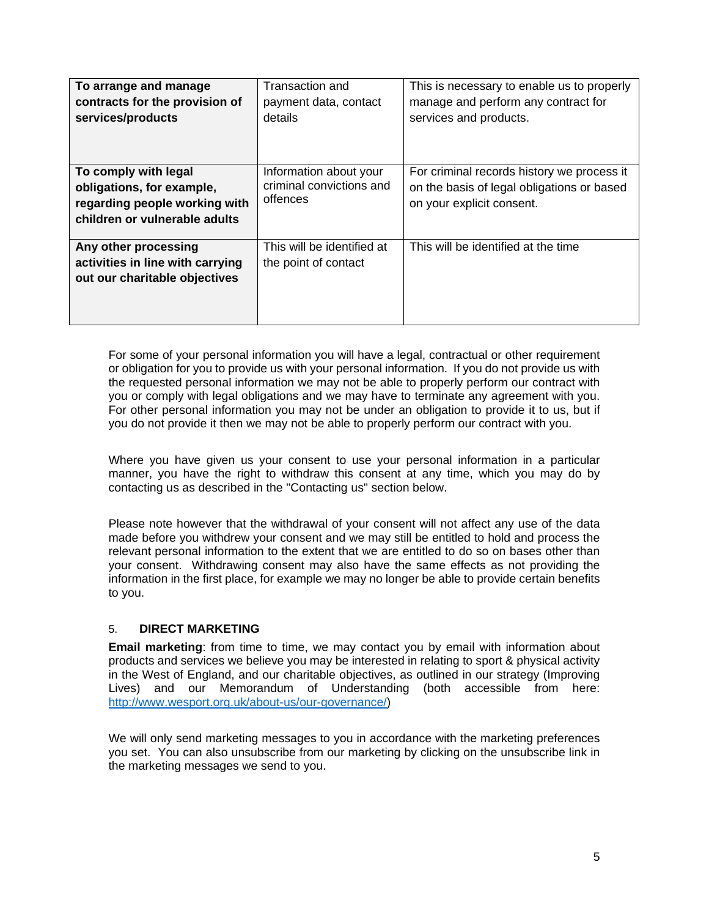| To arrange and manage contracts for the provision of services/products | Transaction and payment data, contact details | This is necessary to enable us to properly manage and perform any contract for services and products. |
|---|---|---|
| **To comply with legal obligations, for example, regarding people working with children or vulnerable adults** | Information about your criminal convictions and offences | For criminal records history we process it on the basis of legal obligations or based on your explicit consent. |
| **Any other processing activities in line with carrying out our charitable objectives** | This will be identified at the point of contact | This will be identified at the time |

For some of your personal information you will have a legal, contractual or other requirement or obligation for you to provide us with your personal information. If you do not provide us with the requested personal information we may not be able to properly perform our contract with you or comply with legal obligations and we may have to terminate any agreement with you. For other personal information you may not be under an obligation to provide it to us, but if you do not provide it then we may not be able to properly perform our contract with you.

Where you have given us your consent to use your personal information in a particular manner, you have the right to withdraw this consent at any time, which you may do by contacting us as described in the "Contacting us" section below.

Please note however that the withdrawal of your consent will not affect any use of the data made before you withdrew your consent and we may still be entitled to hold and process the relevant personal information to the extent that we are entitled to do so on bases other than your consent. Withdrawing consent may also have the same effects as not providing the information in the first place, for example we may no longer be able to provide certain benefits to you.

## 5. DIRECT MARKETING

**Email marketing**: from time to time, we may contact you by email with information about products and services we believe you may be interested in relating to sport & physical activity in the West of England, and our charitable objectives, as outlined in our strategy (Improving Lives) and our Memorandum of Understanding (both accessible from here: http://www.wesport.org.uk/about-us/our-governance/)

We will only send marketing messages to you in accordance with the marketing preferences you set. You can also unsubscribe from our marketing by clicking on the unsubscribe link in the marketing messages we send to you.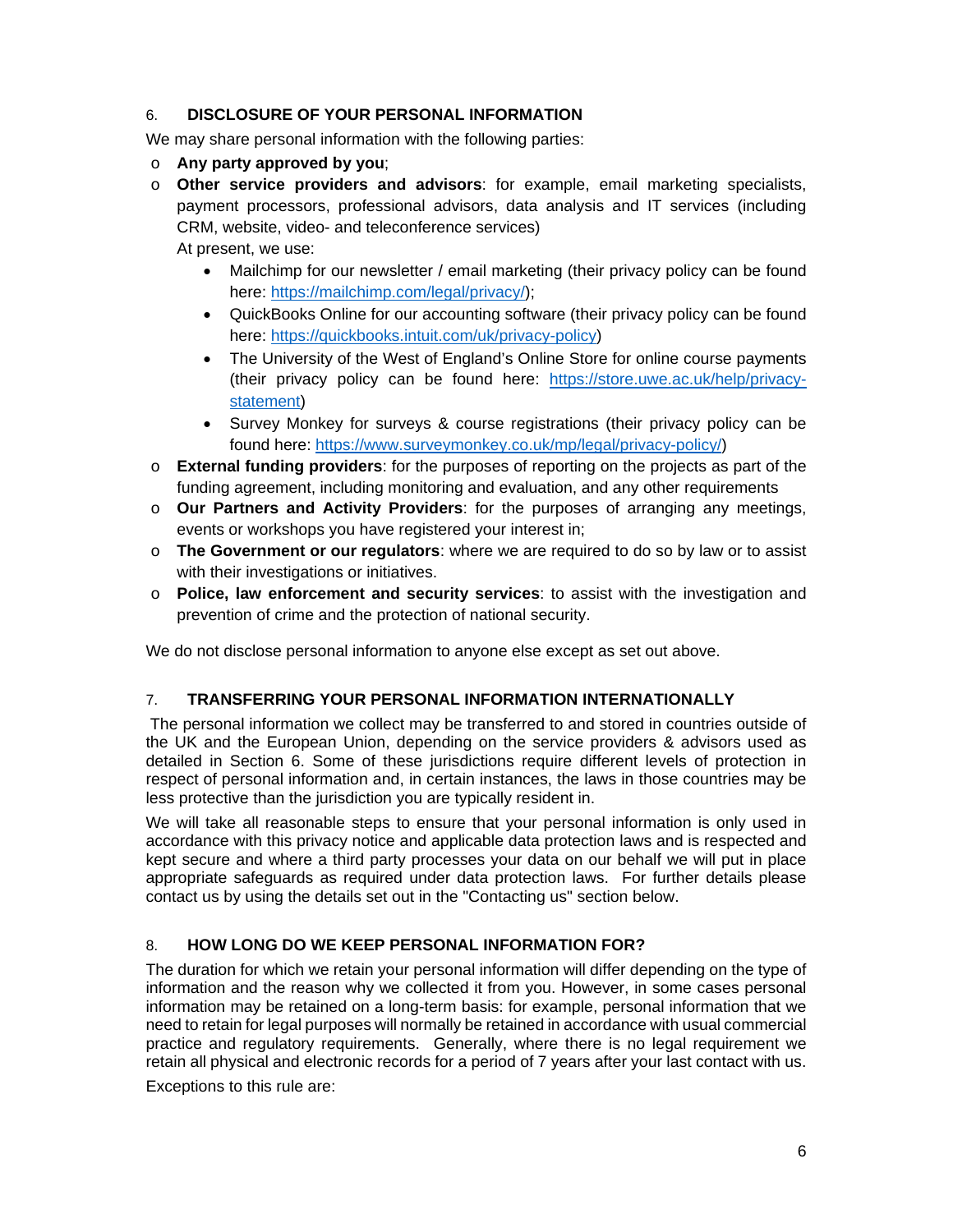## 6. DISCLOSURE OF YOUR PERSONAL INFORMATION

We may share personal information with the following parties:

- **Any party approved by you**;
- **Other service providers and advisors**: for example, email marketing specialists, payment processors, professional advisors, data analysis and IT services (including CRM, website, video- and teleconference services)
  At present, we use:
  - Mailchimp for our newsletter / email marketing (their privacy policy can be found here: https://mailchimp.com/legal/privacy/);
  - QuickBooks Online for our accounting software (their privacy policy can be found here: https://quickbooks.intuit.com/uk/privacy-policy)
  - The University of the West of England's Online Store for online course payments (their privacy policy can be found here: https://store.uwe.ac.uk/help/privacy-statement)
  - Survey Monkey for surveys & course registrations (their privacy policy can be found here: https://www.surveymonkey.co.uk/mp/legal/privacy-policy/)
- **External funding providers**: for the purposes of reporting on the projects as part of the funding agreement, including monitoring and evaluation, and any other requirements
- **Our Partners and Activity Providers**: for the purposes of arranging any meetings, events or workshops you have registered your interest in;
- **The Government or our regulators**: where we are required to do so by law or to assist with their investigations or initiatives.
- **Police, law enforcement and security services**: to assist with the investigation and prevention of crime and the protection of national security.

We do not disclose personal information to anyone else except as set out above.

## 7. TRANSFERRING YOUR PERSONAL INFORMATION INTERNATIONALLY

The personal information we collect may be transferred to and stored in countries outside of the UK and the European Union, depending on the service providers & advisors used as detailed in Section 6. Some of these jurisdictions require different levels of protection in respect of personal information and, in certain instances, the laws in those countries may be less protective than the jurisdiction you are typically resident in.

We will take all reasonable steps to ensure that your personal information is only used in accordance with this privacy notice and applicable data protection laws and is respected and kept secure and where a third party processes your data on our behalf we will put in place appropriate safeguards as required under data protection laws. For further details please contact us by using the details set out in the "Contacting us" section below.

## 8. HOW LONG DO WE KEEP PERSONAL INFORMATION FOR?

The duration for which we retain your personal information will differ depending on the type of information and the reason why we collected it from you. However, in some cases personal information may be retained on a long-term basis: for example, personal information that we need to retain for legal purposes will normally be retained in accordance with usual commercial practice and regulatory requirements. Generally, where there is no legal requirement we retain all physical and electronic records for a period of 7 years after your last contact with us.

Exceptions to this rule are: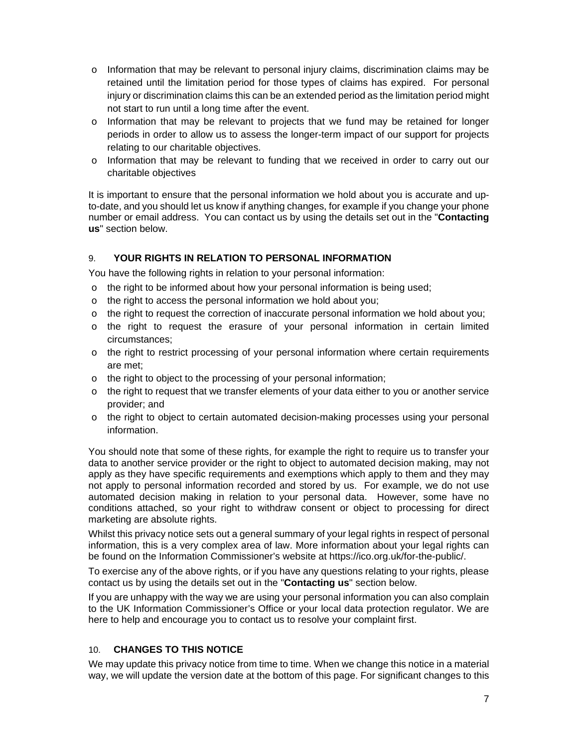- Information that may be relevant to personal injury claims, discrimination claims may be retained until the limitation period for those types of claims has expired. For personal injury or discrimination claims this can be an extended period as the limitation period might not start to run until a long time after the event.
- Information that may be relevant to projects that we fund may be retained for longer periods in order to allow us to assess the longer-term impact of our support for projects relating to our charitable objectives.
- Information that may be relevant to funding that we received in order to carry out our charitable objectives

It is important to ensure that the personal information we hold about you is accurate and up-to-date, and you should let us know if anything changes, for example if you change your phone number or email address. You can contact us by using the details set out in the "**Contacting us**" section below.

## 9. YOUR RIGHTS IN RELATION TO PERSONAL INFORMATION

You have the following rights in relation to your personal information:

- the right to be informed about how your personal information is being used;
- the right to access the personal information we hold about you;
- the right to request the correction of inaccurate personal information we hold about you;
- the right to request the erasure of your personal information in certain limited circumstances;
- the right to restrict processing of your personal information where certain requirements are met;
- the right to object to the processing of your personal information;
- the right to request that we transfer elements of your data either to you or another service provider; and
- the right to object to certain automated decision-making processes using your personal information.

You should note that some of these rights, for example the right to require us to transfer your data to another service provider or the right to object to automated decision making, may not apply as they have specific requirements and exemptions which apply to them and they may not apply to personal information recorded and stored by us. For example, we do not use automated decision making in relation to your personal data. However, some have no conditions attached, so your right to withdraw consent or object to processing for direct marketing are absolute rights.

Whilst this privacy notice sets out a general summary of your legal rights in respect of personal information, this is a very complex area of law. More information about your legal rights can be found on the Information Commissioner's website at https://ico.org.uk/for-the-public/.

To exercise any of the above rights, or if you have any questions relating to your rights, please contact us by using the details set out in the "**Contacting us**" section below.

If you are unhappy with the way we are using your personal information you can also complain to the UK Information Commissioner's Office or your local data protection regulator. We are here to help and encourage you to contact us to resolve your complaint first.

## 10. CHANGES TO THIS NOTICE

We may update this privacy notice from time to time. When we change this notice in a material way, we will update the version date at the bottom of this page. For significant changes to this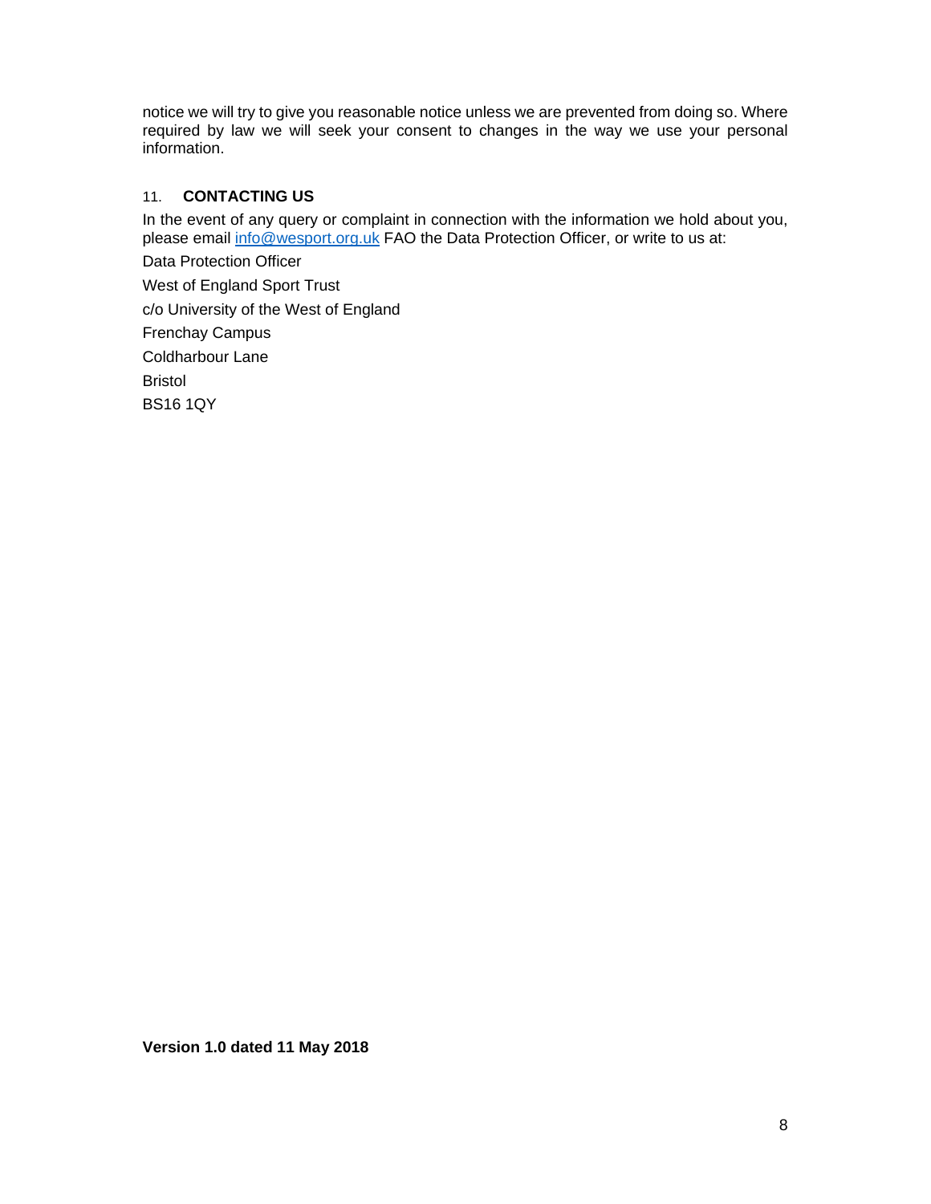notice we will try to give you reasonable notice unless we are prevented from doing so. Where required by law we will seek your consent to changes in the way we use your personal information.

## 11. CONTACTING US

In the event of any query or complaint in connection with the information we hold about you, please email [info@wesport.org.uk](mailto:info@wesport.org.uk) FAO the Data Protection Officer, or write to us at:

Data Protection Officer

West of England Sport Trust

c/o University of the West of England

Frenchay Campus

Coldharbour Lane

Bristol

BS16 1QY

**Version 1.0 dated 11 May 2018**